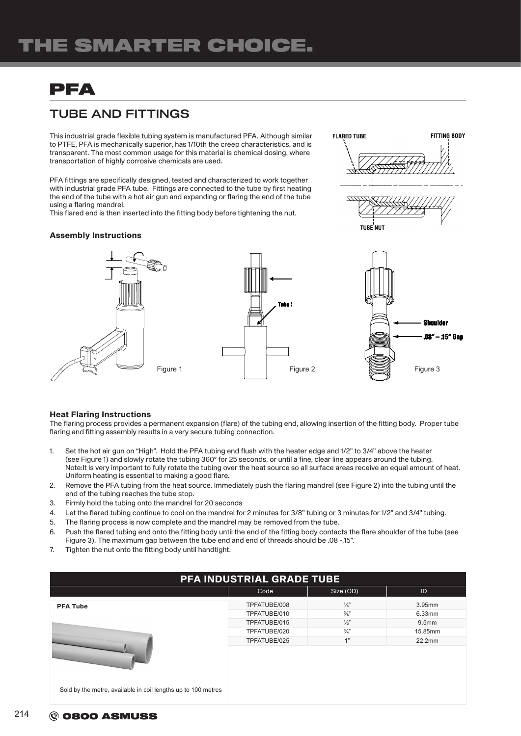# PFA

## TUBE AND FITTINGS

This industrial grade flexible tubing system is manufactured PFA. Although similar to PTFE, PFA is mechanically superior, has 1/10th the creep characteristics, and is transparent. The most common usage for this material is chemical dosing, where transportation of highly corrosive chemicals are used.

PFA fittings are specifically designed, tested and characterized to work together with industrial grade PFA tube. Fittings are connected to the tube by first heating the end of the tube with a hot air gun and expanding or flaring the end of the tube using a flaring mandrel.
This flared end is then inserted into the fitting body before tightening the nut.

FLARED TUBE FITTING BODY TUBE NUT

### Assembly Instructions

Tube Stop

Shoulder

.08" – .15" Gap

Figure 1 Figure 2 Figure 3

### Heat Flaring Instructions

The flaring process provides a permanent expansion (flare) of the tubing end, allowing insertion of the fitting body. Proper tube flaring and fitting assembly results in a very secure tubing connection.

1. Set the hot air gun on "High". Hold the PFA tubing end flush with the heater edge and 1/2" to 3/4" above the heater (see Figure 1) and slowly rotate the tubing 360° for 25 seconds, or until a fine, clear line appears around the tubing.
   Note:It is very important to fully rotate the tubing over the heat source so all surface areas receive an equal amount of heat. Uniform heating is essential to making a good flare.
2. Remove the PFA tubing from the heat source. Immediately push the flaring mandrel (see Figure 2) into the tubing until the end of the tubing reaches the tube stop.
3. Firmly hold the tubing onto the mandrel for 20 seconds
4. Let the flared tubing continue to cool on the mandrel for 2 minutes for 3/8" tubing or 3 minutes for 1/2" and 3/4" tubing.
5. The flaring process is now complete and the mandrel may be removed from the tube.
6. Push the flared tubing end onto the fitting body until the end of the fitting body contacts the flare shoulder of the tube (see Figure 3). The maximum gap between the tube end and end of threads should be .08 -.15".
7. Tighten the nut onto the fitting body until handtight.

### PFA INDUSTRIAL GRADE TUBE

| | Code | Size (OD) | ID |
|---|---|---|---|
| **PFA Tube** | TPFATUBE/008 | ¼" | 3.95mm |
| | TPFATUBE/010 | ⅜" | 6.33mm |
| | TPFATUBE/015 | ½" | 9.5mm |
| | TPFATUBE/020 | ¾" | 15.85mm |
| | TPFATUBE/025 | 1" | 22.2mm |
| Sold by the metre, available in coil lengths up to 100 metres | | | |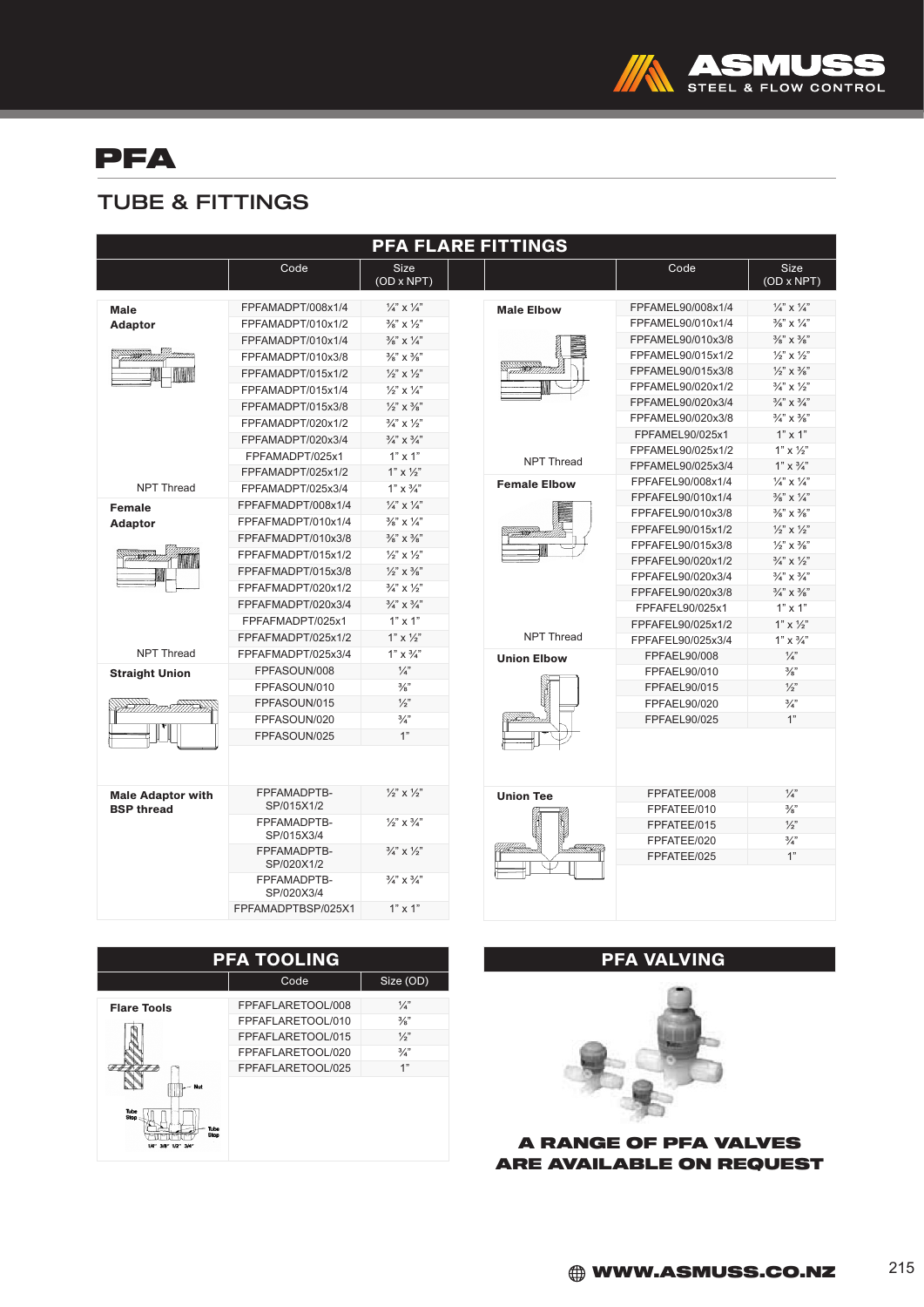# PFA

## TUBE & FITTINGS

### PFA FLARE FITTINGS

| | Code | Size (OD x NPT) |
|---|---|---|
| **Male Adaptor** | FPFAMADPT/008x1/4 | ¼" x ¼" |
| | FPFAMADPT/010x1/2 | ⅜" x ½" |
| | FPFAMADPT/010x1/4 | ⅜" x ¼" |
| | FPFAMADPT/010x3/8 | ⅜" x ⅜" |
| | FPFAMADPT/015x1/2 | ½" x ½" |
| | FPFAMADPT/015x1/4 | ½" x ¼" |
| | FPFAMADPT/015x3/8 | ½" x ⅜" |
| | FPFAMADPT/020x1/2 | ¾" x ½" |
| | FPFAMADPT/020x3/4 | ¾" x ¾" |
| | FPFAMADPT/025x1 | 1" x 1" |
| | FPFAMADPT/025x1/2 | 1" x ½" |
| NPT Thread | FPFAMADPT/025x3/4 | 1" x ¾" |
| **Female Adaptor** | FPFAFMADPT/008x1/4 | ¼" x ¼" |
| | FPFAFMADPT/010x1/4 | ⅜" x ¼" |
| | FPFAFMADPT/010x3/8 | ⅜" x ⅜" |
| | FPFAFMADPT/015x1/2 | ½" x ½" |
| | FPFAFMADPT/015x3/8 | ½" x ⅜" |
| | FPFAFMADPT/020x1/2 | ¾" x ½" |
| | FPFAFMADPT/020x3/4 | ¾" x ¾" |
| | FPFAFMADPT/025x1 | 1" x 1" |
| | FPFAFMADPT/025x1/2 | 1" x ½" |
| NPT Thread | FPFAFMADPT/025x3/4 | 1" x ¾" |
| **Straight Union** | FPFASOUN/008 | ¼" |
| | FPFASOUN/010 | ⅜" |
| | FPFASOUN/015 | ½" |
| | FPFASOUN/020 | ¾" |
| | FPFASOUN/025 | 1" |
| **Male Adaptor with BSP thread** | FPFAMADPTB-SP/015X1/2 | ½" x ½" |
| | FPFAMADPTB-SP/015X3/4 | ½" x ¾" |
| | FPFAMADPTB-SP/020X1/2 | ¾" x ½" |
| | FPFAMADPTB-SP/020X3/4 | ¾" x ¾" |
| | FPFAMADPTBSP/025X1 | 1" x 1" |

| | Code | Size (OD x NPT) |
|---|---|---|
| **Male Elbow** | FPFAMEL90/008x1/4 | ¼" x ¼" |
| | FPFAMEL90/010x1/4 | ⅜" x ¼" |
| | FPFAMEL90/010x3/8 | ⅜" x ⅜" |
| | FPFAMEL90/015x1/2 | ½" x ½" |
| | FPFAMEL90/015x3/8 | ½" x ⅜" |
| | FPFAMEL90/020x1/2 | ¾" x ½" |
| | FPFAMEL90/020x3/4 | ¾" x ¾" |
| | FPFAMEL90/020x3/8 | ¾" x ⅜" |
| | FPFAMEL90/025x1 | 1" x 1" |
| | FPFAMEL90/025x1/2 | 1" x ½" |
| NPT Thread | FPFAMEL90/025x3/4 | 1" x ¾" |
| **Female Elbow** | FPFAFEL90/008x1/4 | ¼" x ¼" |
| | FPFAFEL90/010x1/4 | ⅜" x ¼" |
| | FPFAFEL90/010x3/8 | ⅜" x ⅜" |
| | FPFAFEL90/015x1/2 | ½" x ½" |
| | FPFAFEL90/015x3/8 | ½" x ⅜" |
| | FPFAFEL90/020x1/2 | ¾" x ½" |
| | FPFAFEL90/020x3/4 | ¾" x ¾" |
| | FPFAFEL90/020x3/8 | ¾" x ⅜" |
| | FPFAFEL90/025x1 | 1" x 1" |
| | FPFAFEL90/025x1/2 | 1" x ½" |
| NPT Thread | FPFAFEL90/025x3/4 | 1" x ¾" |
| **Union Elbow** | FPFAEL90/008 | ¼" |
| | FPFAEL90/010 | ⅜" |
| | FPFAEL90/015 | ½" |
| | FPFAEL90/020 | ¾" |
| | FPFAEL90/025 | 1" |
| **Union Tee** | FPFATEE/008 | ¼" |
| | FPFATEE/010 | ⅜" |
| | FPFATEE/015 | ½" |
| | FPFATEE/020 | ¾" |
| | FPFATEE/025 | 1" |

### PFA TOOLING

| | Code | Size (OD) |
|---|---|---|
| **Flare Tools** | FPFAFLARETOOL/008 | ¼" |
| | FPFAFLARETOOL/010 | ⅜" |
| | FPFAFLARETOOL/015 | ½" |
| | FPFAFLARETOOL/020 | ¾" |
| | FPFAFLARETOOL/025 | 1" |

### PFA VALVING

**A RANGE OF PFA VALVES ARE AVAILABLE ON REQUEST**

WWW.ASMUSS.CO.NZ